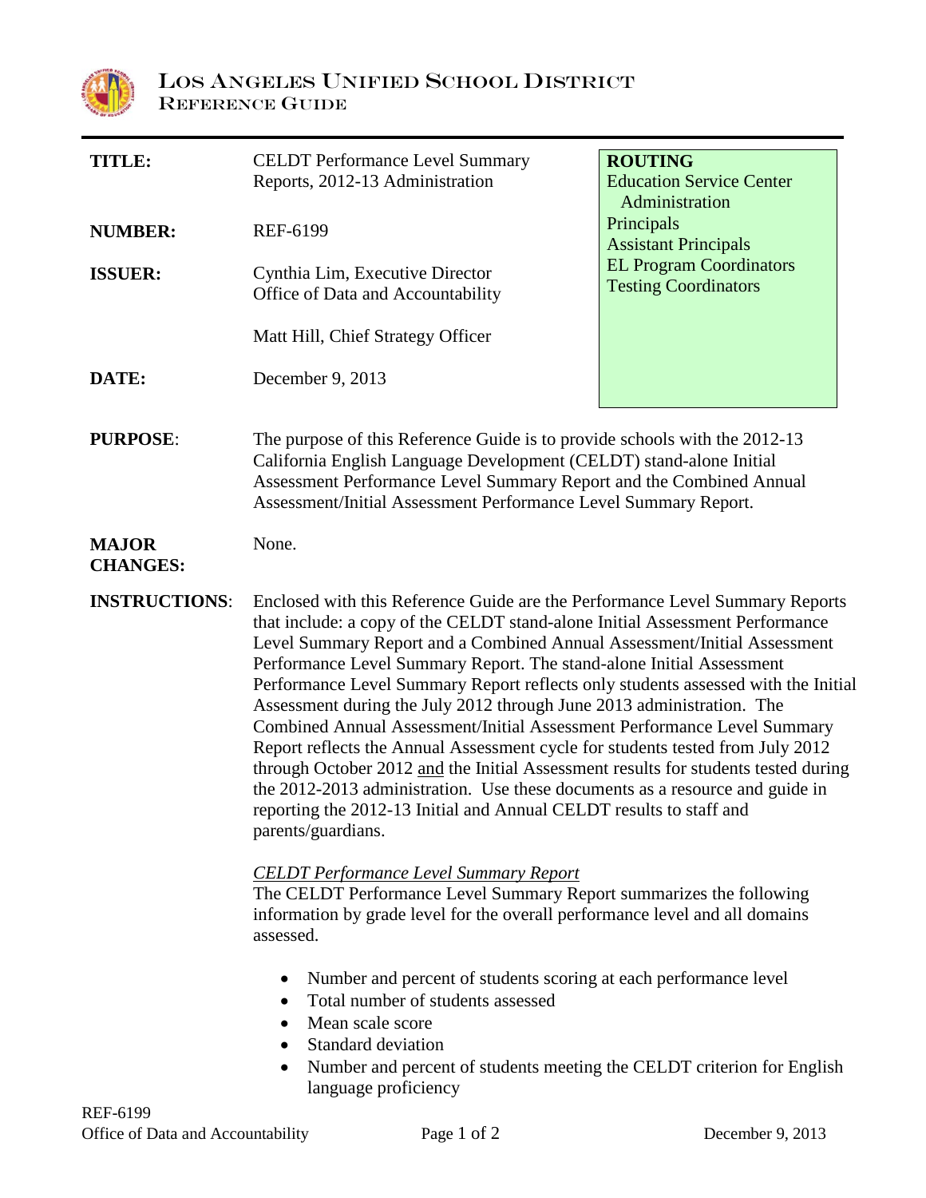# Los Angeles Unified School District
## Reference Guide

| | | |
|---|---|---|
| **TITLE:** | CELDT Performance Level Summary Reports, 2012-13 Administration | **ROUTING** Education Service Center Administration; Principals; Assistant Principals; EL Program Coordinators; Testing Coordinators |
| **NUMBER:** | REF-6199 | |
| **ISSUER:** | Cynthia Lim, Executive Director, Office of Data and Accountability; Matt Hill, Chief Strategy Officer | |
| **DATE:** | December 9, 2013 | |

**PURPOSE**: The purpose of this Reference Guide is to provide schools with the 2012-13 California English Language Development (CELDT) stand-alone Initial Assessment Performance Level Summary Report and the Combined Annual Assessment/Initial Assessment Performance Level Summary Report.

**MAJOR CHANGES:** None.

**INSTRUCTIONS**: Enclosed with this Reference Guide are the Performance Level Summary Reports that include: a copy of the CELDT stand-alone Initial Assessment Performance Level Summary Report and a Combined Annual Assessment/Initial Assessment Performance Level Summary Report. The stand-alone Initial Assessment Performance Level Summary Report reflects only students assessed with the Initial Assessment during the July 2012 through June 2013 administration. The Combined Annual Assessment/Initial Assessment Performance Level Summary Report reflects the Annual Assessment cycle for students tested from July 2012 through October 2012 and the Initial Assessment results for students tested during the 2012-2013 administration. Use these documents as a resource and guide in reporting the 2012-13 Initial and Annual CELDT results to staff and parents/guardians.

*CELDT Performance Level Summary Report*

The CELDT Performance Level Summary Report summarizes the following information by grade level for the overall performance level and all domains assessed.

- Number and percent of students scoring at each performance level
- Total number of students assessed
- Mean scale score
- Standard deviation
- Number and percent of students meeting the CELDT criterion for English language proficiency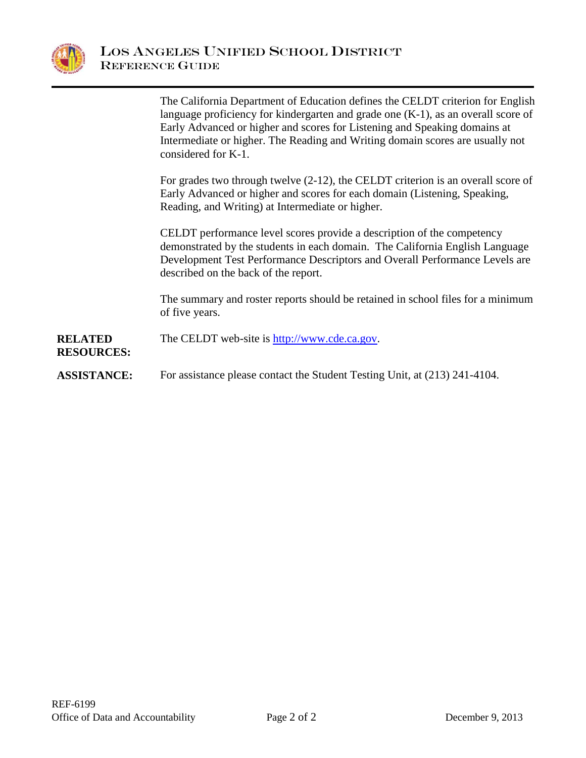The California Department of Education defines the CELDT criterion for English language proficiency for kindergarten and grade one (K-1), as an overall score of Early Advanced or higher and scores for Listening and Speaking domains at Intermediate or higher. The Reading and Writing domain scores are usually not considered for K-1.

For grades two through twelve (2-12), the CELDT criterion is an overall score of Early Advanced or higher and scores for each domain (Listening, Speaking, Reading, and Writing) at Intermediate or higher.

CELDT performance level scores provide a description of the competency demonstrated by the students in each domain. The California English Language Development Test Performance Descriptors and Overall Performance Levels are described on the back of the report.

The summary and roster reports should be retained in school files for a minimum of five years.

**RELATED RESOURCES:** The CELDT web-site is [http://www.cde.ca.gov](http://www.cde.ca.gov).

**ASSISTANCE:** For assistance please contact the Student Testing Unit, at (213) 241-4104.